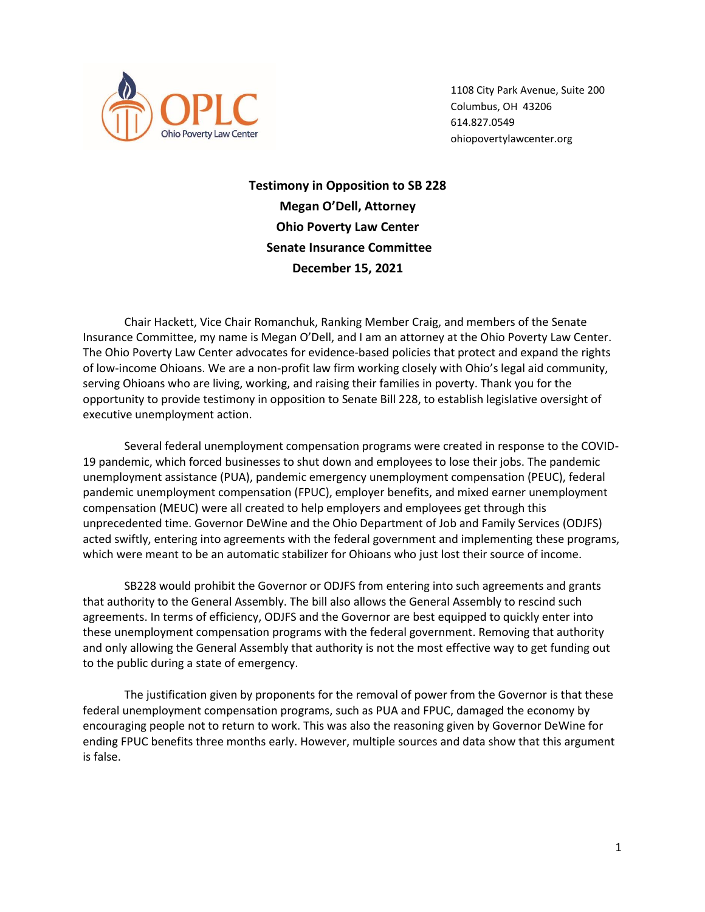Ohio Poverty Law Center

1108 City Park Avenue, Suite 200
Columbus, OH 43206
614.827.0549
ohiopovertylawcenter.org

**Testimony in Opposition to SB 228**
**Megan O'Dell, Attorney**
**Ohio Poverty Law Center**
**Senate Insurance Committee**
**December 15, 2021**

Chair Hackett, Vice Chair Romanchuk, Ranking Member Craig, and members of the Senate Insurance Committee, my name is Megan O'Dell, and I am an attorney at the Ohio Poverty Law Center. The Ohio Poverty Law Center advocates for evidence-based policies that protect and expand the rights of low-income Ohioans. We are a non-profit law firm working closely with Ohio's legal aid community, serving Ohioans who are living, working, and raising their families in poverty. Thank you for the opportunity to provide testimony in opposition to Senate Bill 228, to establish legislative oversight of executive unemployment action.

Several federal unemployment compensation programs were created in response to the COVID-19 pandemic, which forced businesses to shut down and employees to lose their jobs. The pandemic unemployment assistance (PUA), pandemic emergency unemployment compensation (PEUC), federal pandemic unemployment compensation (FPUC), employer benefits, and mixed earner unemployment compensation (MEUC) were all created to help employers and employees get through this unprecedented time. Governor DeWine and the Ohio Department of Job and Family Services (ODJFS) acted swiftly, entering into agreements with the federal government and implementing these programs, which were meant to be an automatic stabilizer for Ohioans who just lost their source of income.

SB228 would prohibit the Governor or ODJFS from entering into such agreements and grants that authority to the General Assembly. The bill also allows the General Assembly to rescind such agreements. In terms of efficiency, ODJFS and the Governor are best equipped to quickly enter into these unemployment compensation programs with the federal government. Removing that authority and only allowing the General Assembly that authority is not the most effective way to get funding out to the public during a state of emergency.

The justification given by proponents for the removal of power from the Governor is that these federal unemployment compensation programs, such as PUA and FPUC, damaged the economy by encouraging people not to return to work. This was also the reasoning given by Governor DeWine for ending FPUC benefits three months early. However, multiple sources and data show that this argument is false.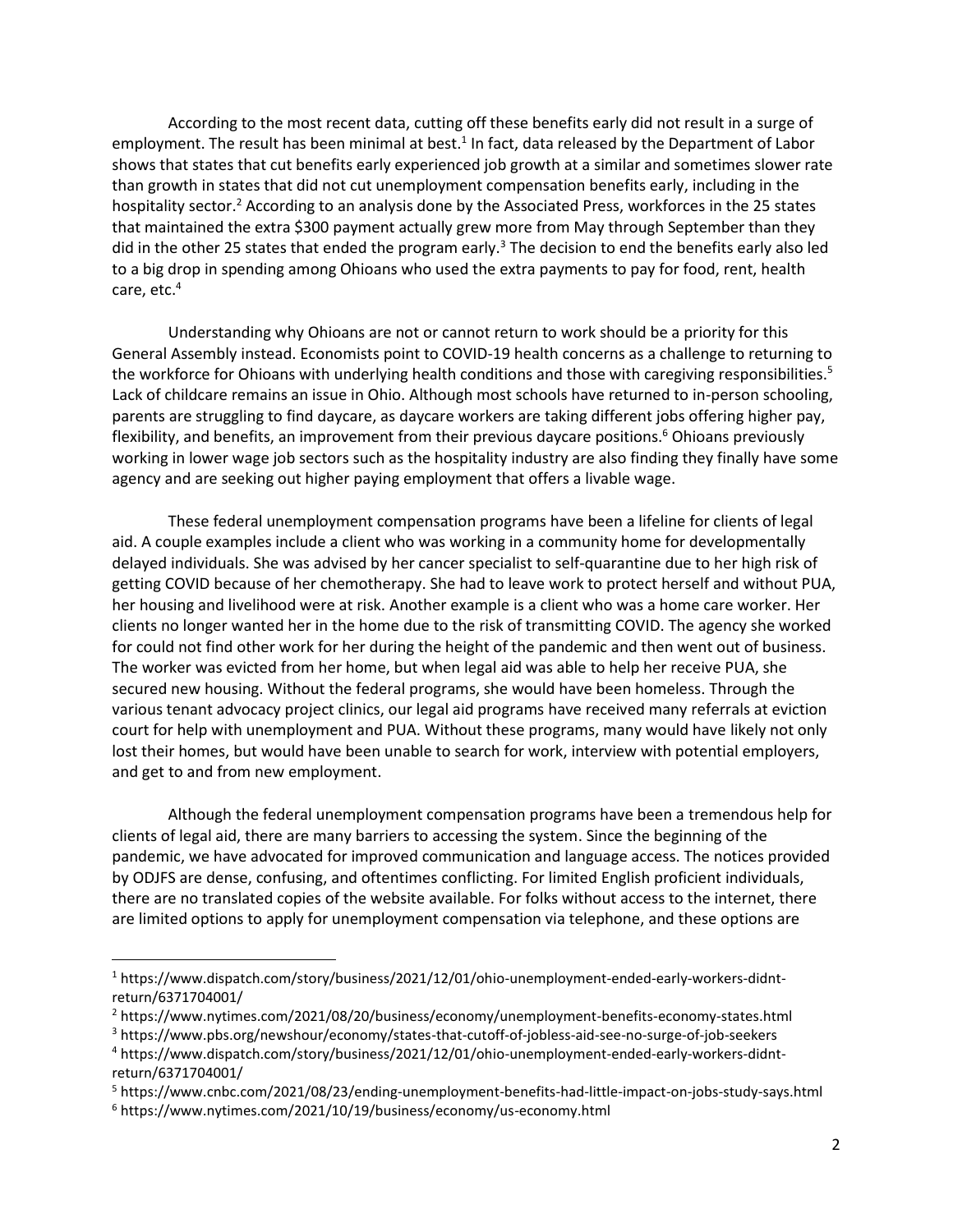According to the most recent data, cutting off these benefits early did not result in a surge of employment. The result has been minimal at best.[1] In fact, data released by the Department of Labor shows that states that cut benefits early experienced job growth at a similar and sometimes slower rate than growth in states that did not cut unemployment compensation benefits early, including in the hospitality sector.[2] According to an analysis done by the Associated Press, workforces in the 25 states that maintained the extra $300 payment actually grew more from May through September than they did in the other 25 states that ended the program early.[3] The decision to end the benefits early also led to a big drop in spending among Ohioans who used the extra payments to pay for food, rent, health care, etc.[4]

Understanding why Ohioans are not or cannot return to work should be a priority for this General Assembly instead. Economists point to COVID-19 health concerns as a challenge to returning to the workforce for Ohioans with underlying health conditions and those with caregiving responsibilities.[5] Lack of childcare remains an issue in Ohio. Although most schools have returned to in-person schooling, parents are struggling to find daycare, as daycare workers are taking different jobs offering higher pay, flexibility, and benefits, an improvement from their previous daycare positions.[6] Ohioans previously working in lower wage job sectors such as the hospitality industry are also finding they finally have some agency and are seeking out higher paying employment that offers a livable wage.

These federal unemployment compensation programs have been a lifeline for clients of legal aid. A couple examples include a client who was working in a community home for developmentally delayed individuals. She was advised by her cancer specialist to self-quarantine due to her high risk of getting COVID because of her chemotherapy. She had to leave work to protect herself and without PUA, her housing and livelihood were at risk. Another example is a client who was a home care worker. Her clients no longer wanted her in the home due to the risk of transmitting COVID. The agency she worked for could not find other work for her during the height of the pandemic and then went out of business. The worker was evicted from her home, but when legal aid was able to help her receive PUA, she secured new housing. Without the federal programs, she would have been homeless. Through the various tenant advocacy project clinics, our legal aid programs have received many referrals at eviction court for help with unemployment and PUA. Without these programs, many would have likely not only lost their homes, but would have been unable to search for work, interview with potential employers, and get to and from new employment.

Although the federal unemployment compensation programs have been a tremendous help for clients of legal aid, there are many barriers to accessing the system. Since the beginning of the pandemic, we have advocated for improved communication and language access. The notices provided by ODJFS are dense, confusing, and oftentimes conflicting. For limited English proficient individuals, there are no translated copies of the website available. For folks without access to the internet, there are limited options to apply for unemployment compensation via telephone, and these options are

---

[1] https://www.dispatch.com/story/business/2021/12/01/ohio-unemployment-ended-early-workers-didnt-return/6371704001/

[2] https://www.nytimes.com/2021/08/20/business/economy/unemployment-benefits-economy-states.html

[3] https://www.pbs.org/newshour/economy/states-that-cutoff-of-jobless-aid-see-no-surge-of-job-seekers

[4] https://www.dispatch.com/story/business/2021/12/01/ohio-unemployment-ended-early-workers-didnt-return/6371704001/

[5] https://www.cnbc.com/2021/08/23/ending-unemployment-benefits-had-little-impact-on-jobs-study-says.html

[6] https://www.nytimes.com/2021/10/19/business/economy/us-economy.html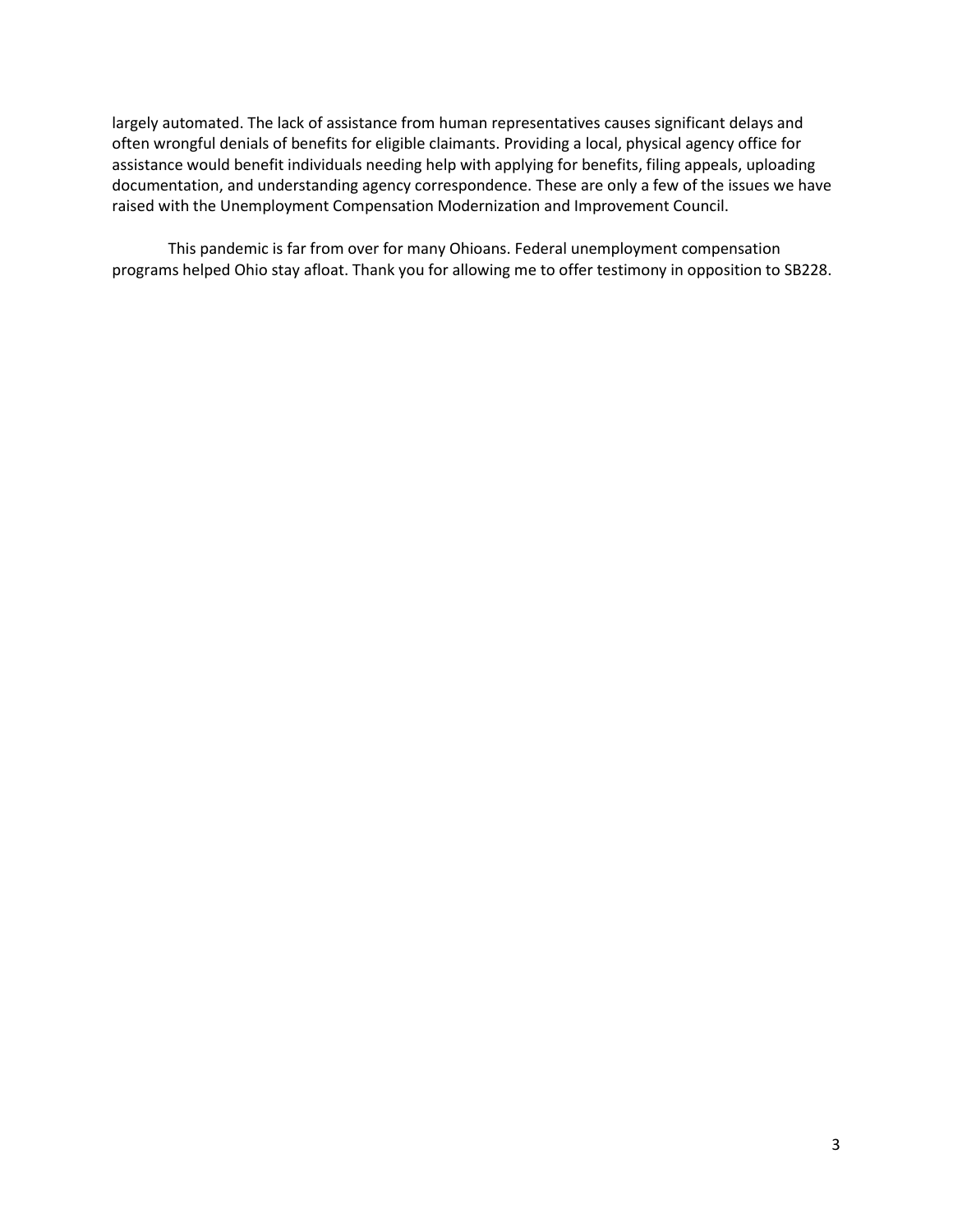largely automated. The lack of assistance from human representatives causes significant delays and often wrongful denials of benefits for eligible claimants. Providing a local, physical agency office for assistance would benefit individuals needing help with applying for benefits, filing appeals, uploading documentation, and understanding agency correspondence. These are only a few of the issues we have raised with the Unemployment Compensation Modernization and Improvement Council.

This pandemic is far from over for many Ohioans. Federal unemployment compensation programs helped Ohio stay afloat. Thank you for allowing me to offer testimony in opposition to SB228.